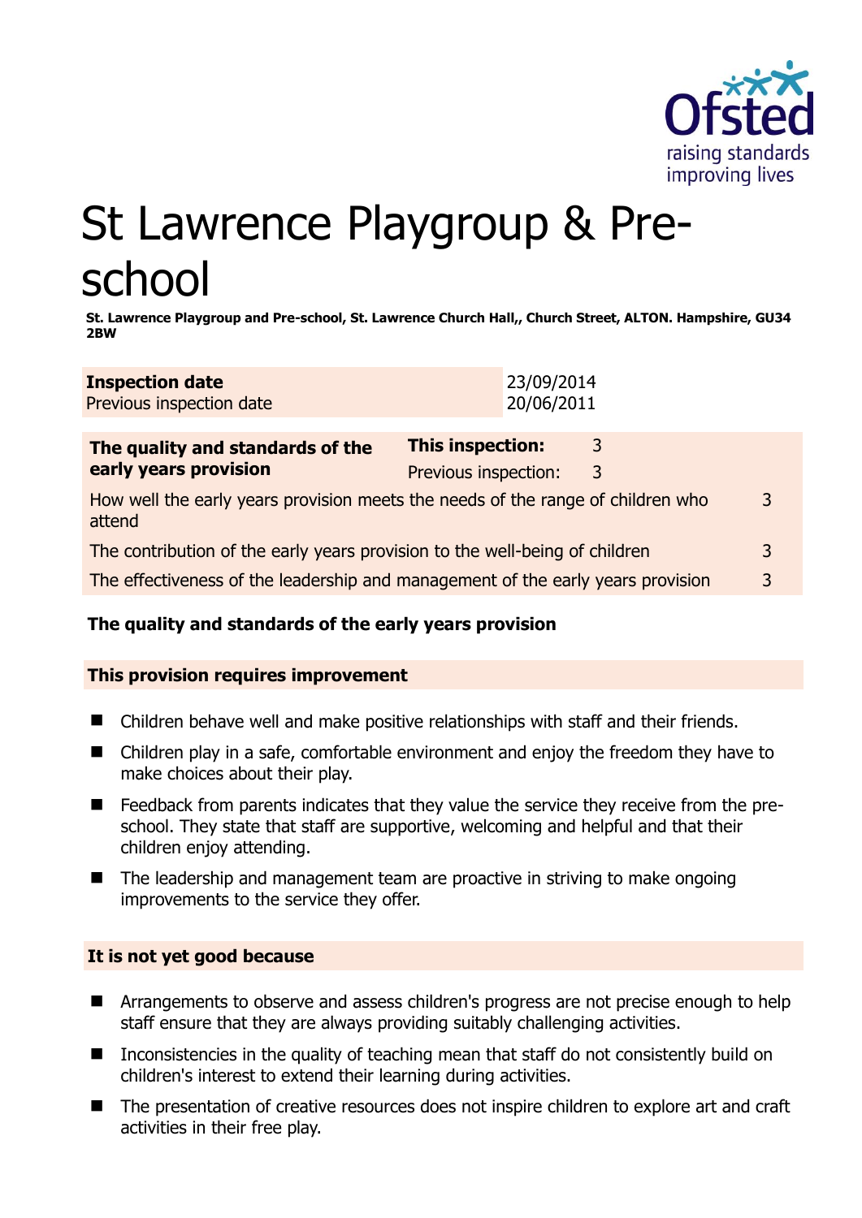# St Lawrence Playgroup & Pre-school

**St. Lawrence Playgroup and Pre-school, St. Lawrence Church Hall,, Church Street, ALTON. Hampshire, GU34 2BW**

| | |
|---|---|
| **Inspection date** | 23/09/2014 |
| Previous inspection date | 20/06/2011 |

| | | |
|---|---|---|
| **The quality and standards of the early years provision** | **This inspection:** | 3 |
| | Previous inspection: | 3 |
| How well the early years provision meets the needs of the range of children who attend | | 3 |
| The contribution of the early years provision to the well-being of children | | 3 |
| The effectiveness of the leadership and management of the early years provision | | 3 |

## The quality and standards of the early years provision

### This provision requires improvement

- Children behave well and make positive relationships with staff and their friends.
- Children play in a safe, comfortable environment and enjoy the freedom they have to make choices about their play.
- Feedback from parents indicates that they value the service they receive from the pre-school. They state that staff are supportive, welcoming and helpful and that their children enjoy attending.
- The leadership and management team are proactive in striving to make ongoing improvements to the service they offer.

### It is not yet good because

- Arrangements to observe and assess children's progress are not precise enough to help staff ensure that they are always providing suitably challenging activities.
- Inconsistencies in the quality of teaching mean that staff do not consistently build on children's interest to extend their learning during activities.
- The presentation of creative resources does not inspire children to explore art and craft activities in their free play.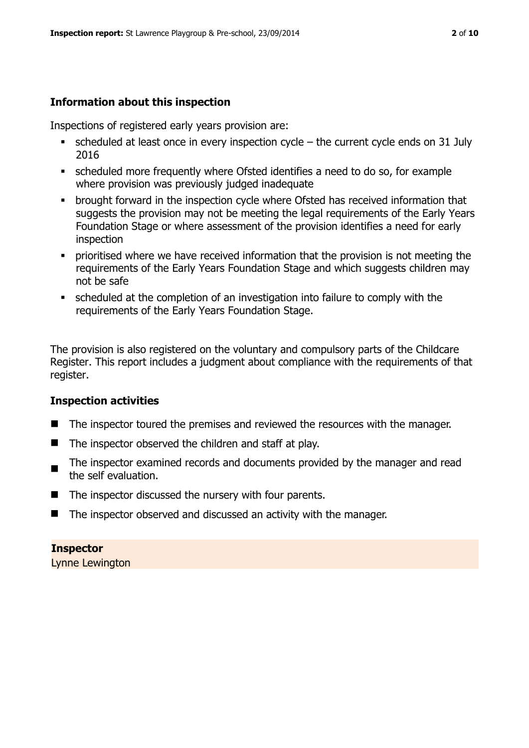### Information about this inspection

Inspections of registered early years provision are:

- scheduled at least once in every inspection cycle – the current cycle ends on 31 July 2016
- scheduled more frequently where Ofsted identifies a need to do so, for example where provision was previously judged inadequate
- brought forward in the inspection cycle where Ofsted has received information that suggests the provision may not be meeting the legal requirements of the Early Years Foundation Stage or where assessment of the provision identifies a need for early inspection
- prioritised where we have received information that the provision is not meeting the requirements of the Early Years Foundation Stage and which suggests children may not be safe
- scheduled at the completion of an investigation into failure to comply with the requirements of the Early Years Foundation Stage.

The provision is also registered on the voluntary and compulsory parts of the Childcare Register. This report includes a judgment about compliance with the requirements of that register.

### Inspection activities

- The inspector toured the premises and reviewed the resources with the manager.
- The inspector observed the children and staff at play.
- The inspector examined records and documents provided by the manager and read the self evaluation.
- The inspector discussed the nursery with four parents.
- The inspector observed and discussed an activity with the manager.

**Inspector**
Lynne Lewington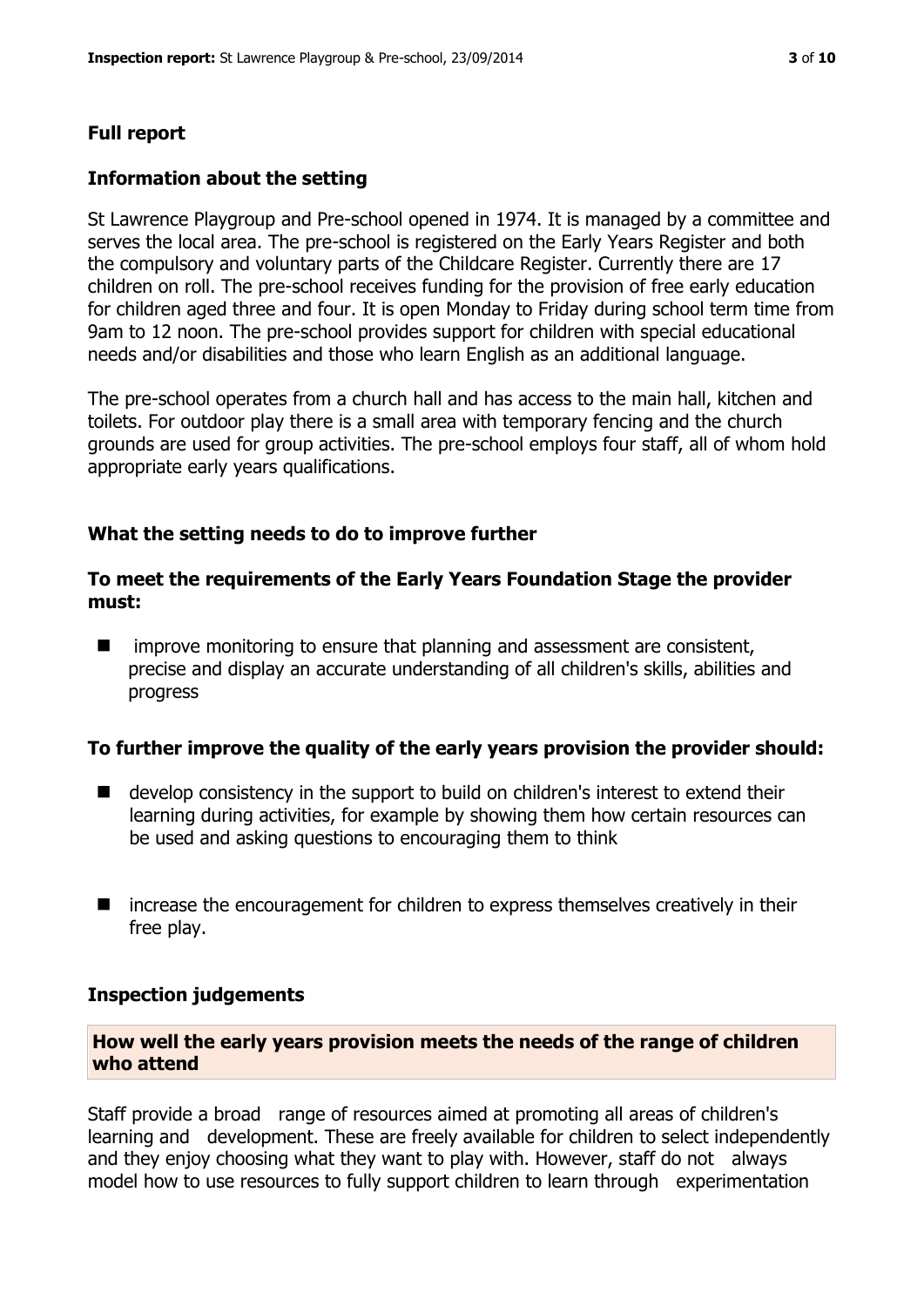## Full report

### Information about the setting

St Lawrence Playgroup and Pre-school opened in 1974. It is managed by a committee and serves the local area. The pre-school is registered on the Early Years Register and both the compulsory and voluntary parts of the Childcare Register. Currently there are 17 children on roll. The pre-school receives funding for the provision of free early education for children aged three and four. It is open Monday to Friday during school term time from 9am to 12 noon. The pre-school provides support for children with special educational needs and/or disabilities and those who learn English as an additional language.

The pre-school operates from a church hall and has access to the main hall, kitchen and toilets. For outdoor play there is a small area with temporary fencing and the church grounds are used for group activities. The pre-school employs four staff, all of whom hold appropriate early years qualifications.

### What the setting needs to do to improve further

**To meet the requirements of the Early Years Foundation Stage the provider must:**

- improve monitoring to ensure that planning and assessment are consistent, precise and display an accurate understanding of all children's skills, abilities and progress

**To further improve the quality of the early years provision the provider should:**

- develop consistency in the support to build on children's interest to extend their learning during activities, for example by showing them how certain resources can be used and asking questions to encouraging them to think
- increase the encouragement for children to express themselves creatively in their free play.

### Inspection judgements

**How well the early years provision meets the needs of the range of children who attend**

Staff provide a broad range of resources aimed at promoting all areas of children's learning and development. These are freely available for children to select independently and they enjoy choosing what they want to play with. However, staff do not always model how to use resources to fully support children to learn through experimentation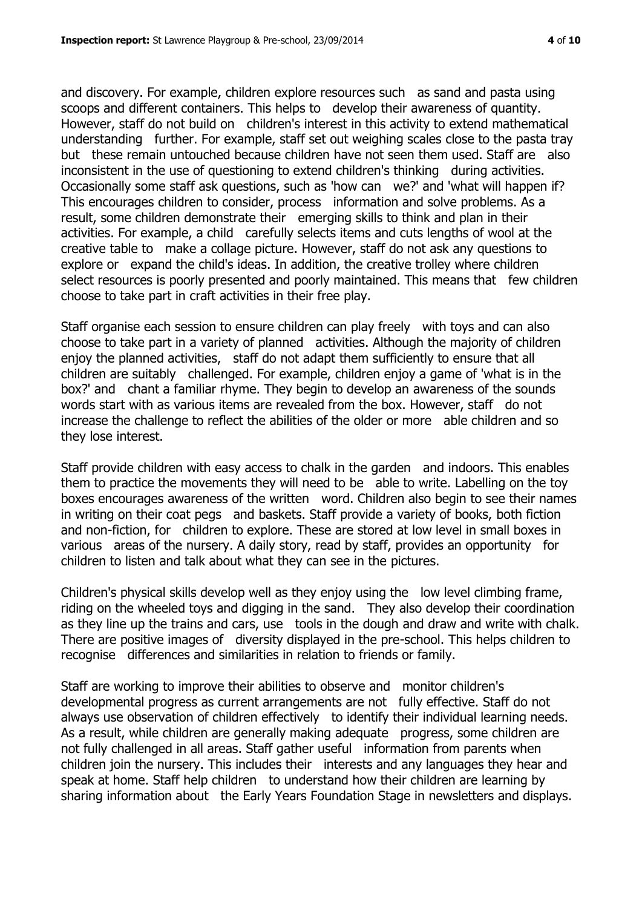and discovery. For example, children explore resources such as sand and pasta using scoops and different containers. This helps to develop their awareness of quantity. However, staff do not build on children's interest in this activity to extend mathematical understanding further. For example, staff set out weighing scales close to the pasta tray but these remain untouched because children have not seen them used. Staff are also inconsistent in the use of questioning to extend children's thinking during activities. Occasionally some staff ask questions, such as 'how can we?' and 'what will happen if? This encourages children to consider, process information and solve problems. As a result, some children demonstrate their emerging skills to think and plan in their activities. For example, a child carefully selects items and cuts lengths of wool at the creative table to make a collage picture. However, staff do not ask any questions to explore or expand the child's ideas. In addition, the creative trolley where children select resources is poorly presented and poorly maintained. This means that few children choose to take part in craft activities in their free play.

Staff organise each session to ensure children can play freely with toys and can also choose to take part in a variety of planned activities. Although the majority of children enjoy the planned activities, staff do not adapt them sufficiently to ensure that all children are suitably challenged. For example, children enjoy a game of 'what is in the box?' and chant a familiar rhyme. They begin to develop an awareness of the sounds words start with as various items are revealed from the box. However, staff do not increase the challenge to reflect the abilities of the older or more able children and so they lose interest.

Staff provide children with easy access to chalk in the garden and indoors. This enables them to practice the movements they will need to be able to write. Labelling on the toy boxes encourages awareness of the written word. Children also begin to see their names in writing on their coat pegs and baskets. Staff provide a variety of books, both fiction and non-fiction, for children to explore. These are stored at low level in small boxes in various areas of the nursery. A daily story, read by staff, provides an opportunity for children to listen and talk about what they can see in the pictures.

Children's physical skills develop well as they enjoy using the low level climbing frame, riding on the wheeled toys and digging in the sand. They also develop their coordination as they line up the trains and cars, use tools in the dough and draw and write with chalk. There are positive images of diversity displayed in the pre-school. This helps children to recognise differences and similarities in relation to friends or family.

Staff are working to improve their abilities to observe and monitor children's developmental progress as current arrangements are not fully effective. Staff do not always use observation of children effectively to identify their individual learning needs. As a result, while children are generally making adequate progress, some children are not fully challenged in all areas. Staff gather useful information from parents when children join the nursery. This includes their interests and any languages they hear and speak at home. Staff help children to understand how their children are learning by sharing information about the Early Years Foundation Stage in newsletters and displays.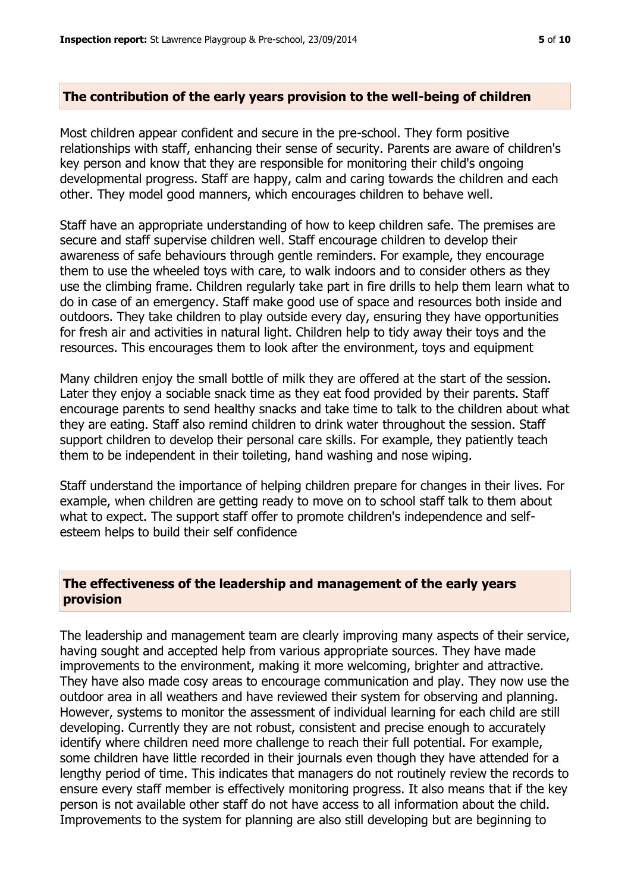## The contribution of the early years provision to the well-being of children

Most children appear confident and secure in the pre-school. They form positive relationships with staff, enhancing their sense of security. Parents are aware of children's key person and know that they are responsible for monitoring their child's ongoing developmental progress. Staff are happy, calm and caring towards the children and each other. They model good manners, which encourages children to behave well.

Staff have an appropriate understanding of how to keep children safe. The premises are secure and staff supervise children well. Staff encourage children to develop their awareness of safe behaviours through gentle reminders. For example, they encourage them to use the wheeled toys with care, to walk indoors and to consider others as they use the climbing frame. Children regularly take part in fire drills to help them learn what to do in case of an emergency. Staff make good use of space and resources both inside and outdoors. They take children to play outside every day, ensuring they have opportunities for fresh air and activities in natural light. Children help to tidy away their toys and the resources. This encourages them to look after the environment, toys and equipment

Many children enjoy the small bottle of milk they are offered at the start of the session. Later they enjoy a sociable snack time as they eat food provided by their parents. Staff encourage parents to send healthy snacks and take time to talk to the children about what they are eating. Staff also remind children to drink water throughout the session. Staff support children to develop their personal care skills. For example, they patiently teach them to be independent in their toileting, hand washing and nose wiping.

Staff understand the importance of helping children prepare for changes in their lives. For example, when children are getting ready to move on to school staff talk to them about what to expect. The support staff offer to promote children's independence and self-esteem helps to build their self confidence

## The effectiveness of the leadership and management of the early years provision

The leadership and management team are clearly improving many aspects of their service, having sought and accepted help from various appropriate sources. They have made improvements to the environment, making it more welcoming, brighter and attractive. They have also made cosy areas to encourage communication and play. They now use the outdoor area in all weathers and have reviewed their system for observing and planning. However, systems to monitor the assessment of individual learning for each child are still developing. Currently they are not robust, consistent and precise enough to accurately identify where children need more challenge to reach their full potential. For example, some children have little recorded in their journals even though they have attended for a lengthy period of time. This indicates that managers do not routinely review the records to ensure every staff member is effectively monitoring progress. It also means that if the key person is not available other staff do not have access to all information about the child. Improvements to the system for planning are also still developing but are beginning to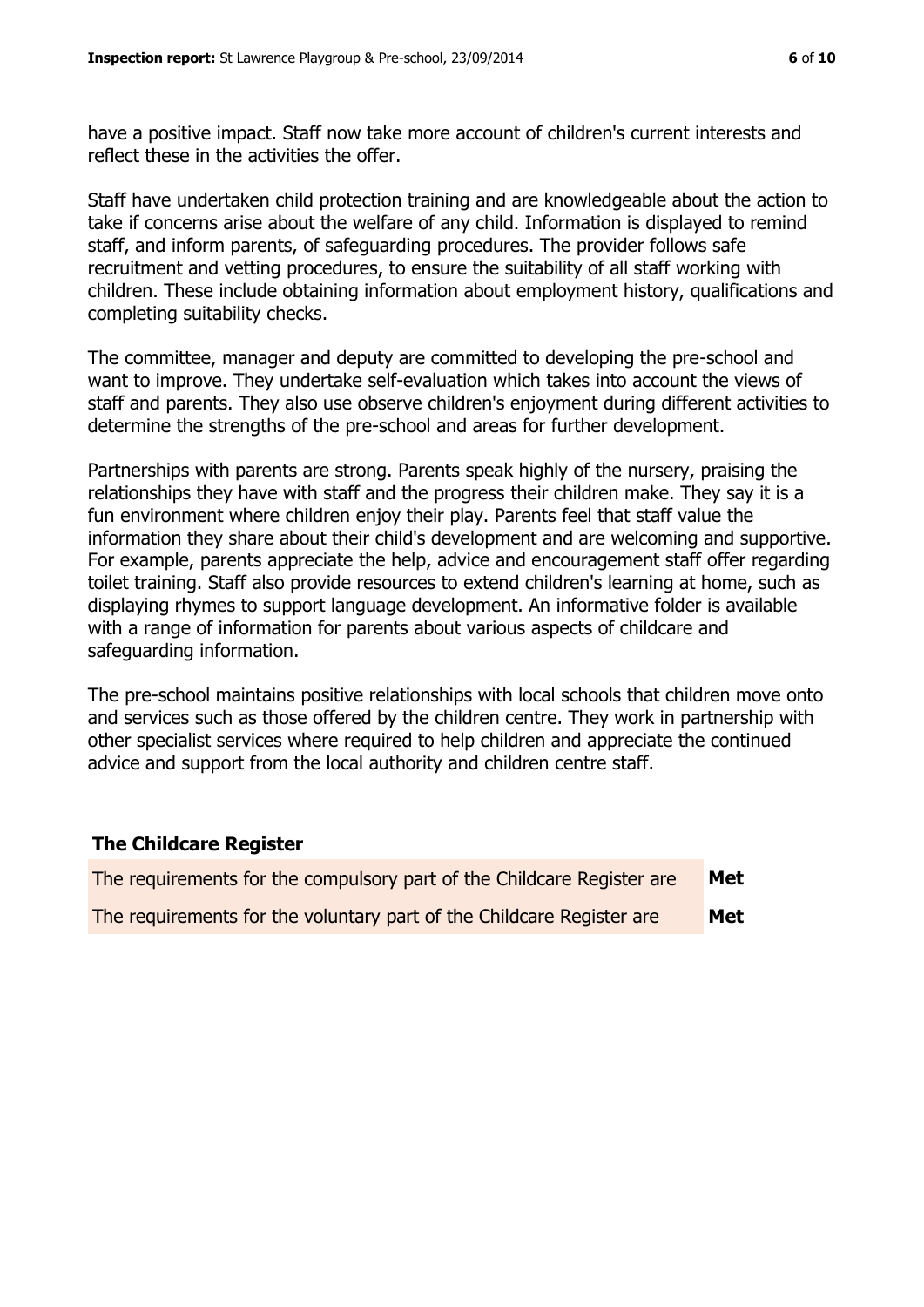have a positive impact. Staff now take more account of children's current interests and reflect these in the activities the offer.

Staff have undertaken child protection training and are knowledgeable about the action to take if concerns arise about the welfare of any child. Information is displayed to remind staff, and inform parents, of safeguarding procedures. The provider follows safe recruitment and vetting procedures, to ensure the suitability of all staff working with children. These include obtaining information about employment history, qualifications and completing suitability checks.

The committee, manager and deputy are committed to developing the pre-school and want to improve. They undertake self-evaluation which takes into account the views of staff and parents. They also use observe children's enjoyment during different activities to determine the strengths of the pre-school and areas for further development.

Partnerships with parents are strong. Parents speak highly of the nursery, praising the relationships they have with staff and the progress their children make. They say it is a fun environment where children enjoy their play. Parents feel that staff value the information they share about their child's development and are welcoming and supportive. For example, parents appreciate the help, advice and encouragement staff offer regarding toilet training. Staff also provide resources to extend children's learning at home, such as displaying rhymes to support language development. An informative folder is available with a range of information for parents about various aspects of childcare and safeguarding information.

The pre-school maintains positive relationships with local schools that children move onto and services such as those offered by the children centre. They work in partnership with other specialist services where required to help children and appreciate the continued advice and support from the local authority and children centre staff.

### The Childcare Register

| | |
|---|---|
| The requirements for the compulsory part of the Childcare Register are | **Met** |
| The requirements for the voluntary part of the Childcare Register are | **Met** |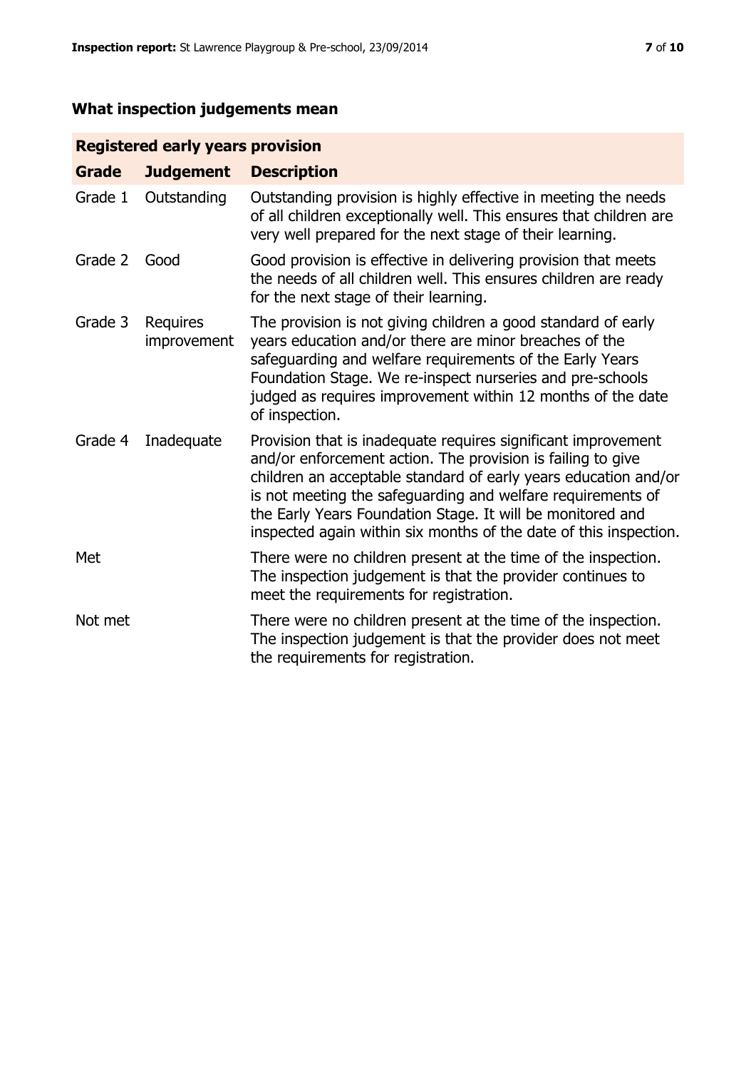## What inspection judgements mean

| Registered early years provision | | |
|---|---|---|
| **Grade** | **Judgement** | **Description** |
| Grade 1 | Outstanding | Outstanding provision is highly effective in meeting the needs of all children exceptionally well. This ensures that children are very well prepared for the next stage of their learning. |
| Grade 2 | Good | Good provision is effective in delivering provision that meets the needs of all children well. This ensures children are ready for the next stage of their learning. |
| Grade 3 | Requires improvement | The provision is not giving children a good standard of early years education and/or there are minor breaches of the safeguarding and welfare requirements of the Early Years Foundation Stage. We re-inspect nurseries and pre-schools judged as requires improvement within 12 months of the date of inspection. |
| Grade 4 | Inadequate | Provision that is inadequate requires significant improvement and/or enforcement action. The provision is failing to give children an acceptable standard of early years education and/or is not meeting the safeguarding and welfare requirements of the Early Years Foundation Stage. It will be monitored and inspected again within six months of the date of this inspection. |
| Met | | There were no children present at the time of the inspection. The inspection judgement is that the provider continues to meet the requirements for registration. |
| Not met | | There were no children present at the time of the inspection. The inspection judgement is that the provider does not meet the requirements for registration. |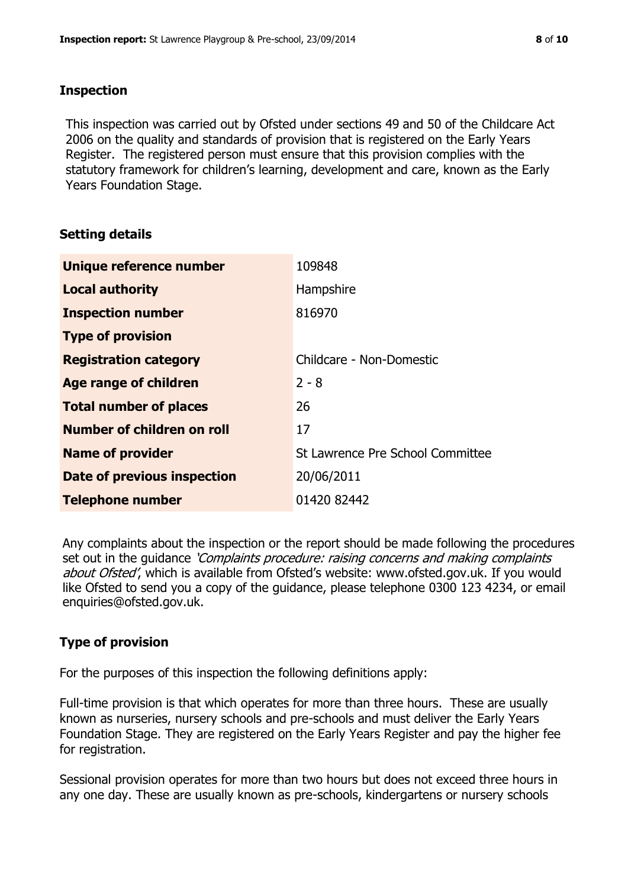## Inspection

This inspection was carried out by Ofsted under sections 49 and 50 of the Childcare Act 2006 on the quality and standards of provision that is registered on the Early Years Register. The registered person must ensure that this provision complies with the statutory framework for children's learning, development and care, known as the Early Years Foundation Stage.

## Setting details

| | |
|---|---|
| **Unique reference number** | 109848 |
| **Local authority** | Hampshire |
| **Inspection number** | 816970 |
| **Type of provision** | |
| **Registration category** | Childcare - Non-Domestic |
| **Age range of children** | 2 - 8 |
| **Total number of places** | 26 |
| **Number of children on roll** | 17 |
| **Name of provider** | St Lawrence Pre School Committee |
| **Date of previous inspection** | 20/06/2011 |
| **Telephone number** | 01420 82442 |

Any complaints about the inspection or the report should be made following the procedures set out in the guidance *'Complaints procedure: raising concerns and making complaints about Ofsted'*, which is available from Ofsted's website: www.ofsted.gov.uk. If you would like Ofsted to send you a copy of the guidance, please telephone 0300 123 4234, or email enquiries@ofsted.gov.uk.

## Type of provision

For the purposes of this inspection the following definitions apply:

Full-time provision is that which operates for more than three hours. These are usually known as nurseries, nursery schools and pre-schools and must deliver the Early Years Foundation Stage. They are registered on the Early Years Register and pay the higher fee for registration.

Sessional provision operates for more than two hours but does not exceed three hours in any one day. These are usually known as pre-schools, kindergartens or nursery schools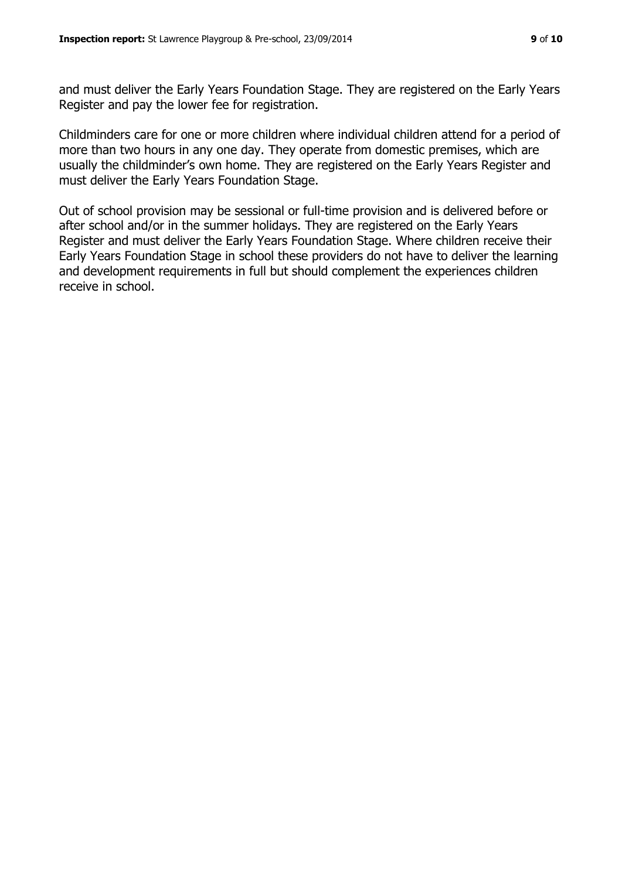and must deliver the Early Years Foundation Stage. They are registered on the Early Years Register and pay the lower fee for registration.

Childminders care for one or more children where individual children attend for a period of more than two hours in any one day. They operate from domestic premises, which are usually the childminder's own home. They are registered on the Early Years Register and must deliver the Early Years Foundation Stage.

Out of school provision may be sessional or full-time provision and is delivered before or after school and/or in the summer holidays. They are registered on the Early Years Register and must deliver the Early Years Foundation Stage. Where children receive their Early Years Foundation Stage in school these providers do not have to deliver the learning and development requirements in full but should complement the experiences children receive in school.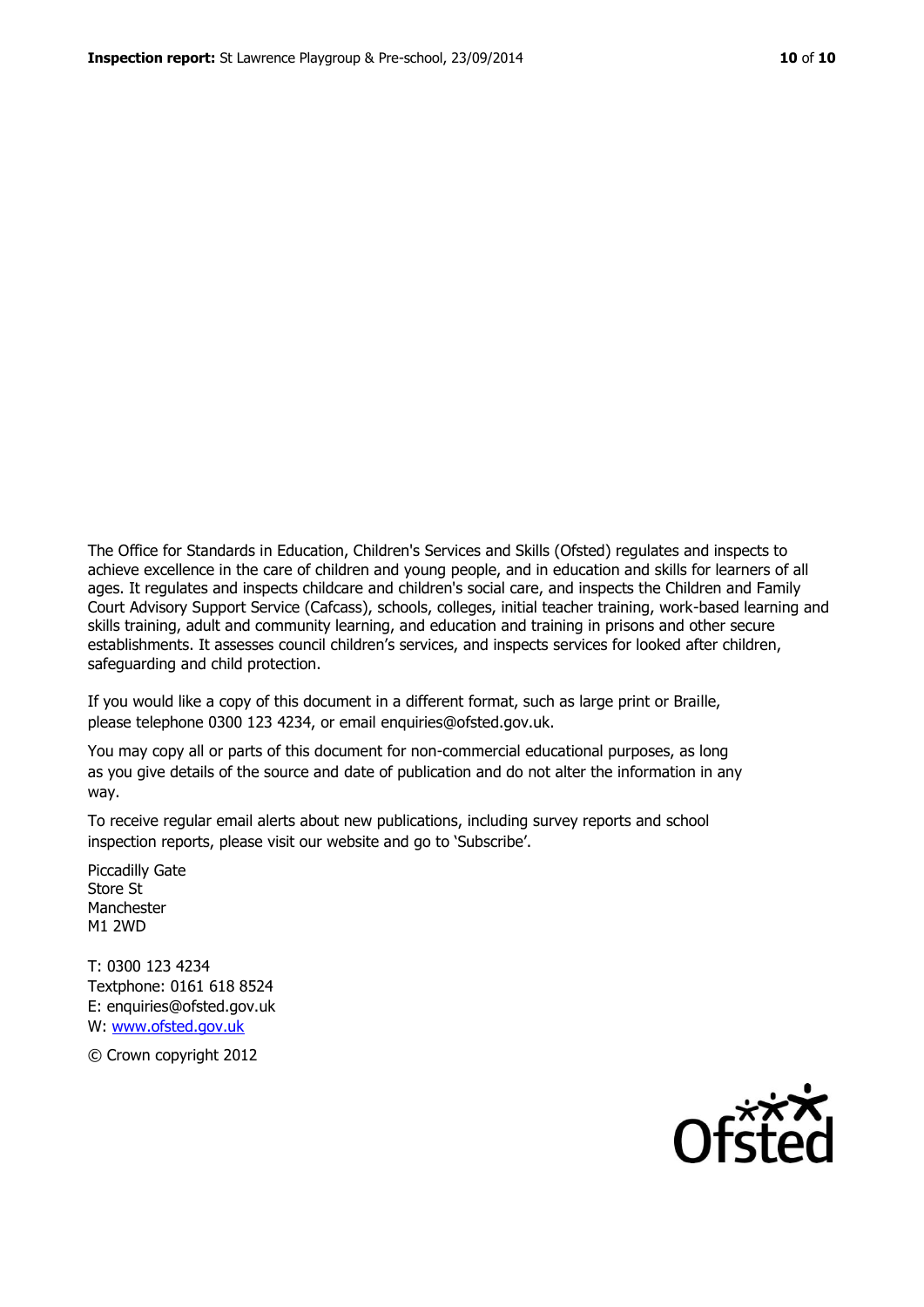The Office for Standards in Education, Children's Services and Skills (Ofsted) regulates and inspects to achieve excellence in the care of children and young people, and in education and skills for learners of all ages. It regulates and inspects childcare and children's social care, and inspects the Children and Family Court Advisory Support Service (Cafcass), schools, colleges, initial teacher training, work-based learning and skills training, adult and community learning, and education and training in prisons and other secure establishments. It assesses council children's services, and inspects services for looked after children, safeguarding and child protection.

If you would like a copy of this document in a different format, such as large print or Braille, please telephone 0300 123 4234, or email enquiries@ofsted.gov.uk.

You may copy all or parts of this document for non-commercial educational purposes, as long as you give details of the source and date of publication and do not alter the information in any way.

To receive regular email alerts about new publications, including survey reports and school inspection reports, please visit our website and go to 'Subscribe'.

Piccadilly Gate
Store St
Manchester
M1 2WD

T: 0300 123 4234
Textphone: 0161 618 8524
E: enquiries@ofsted.gov.uk
W: www.ofsted.gov.uk

© Crown copyright 2012

Ofsted